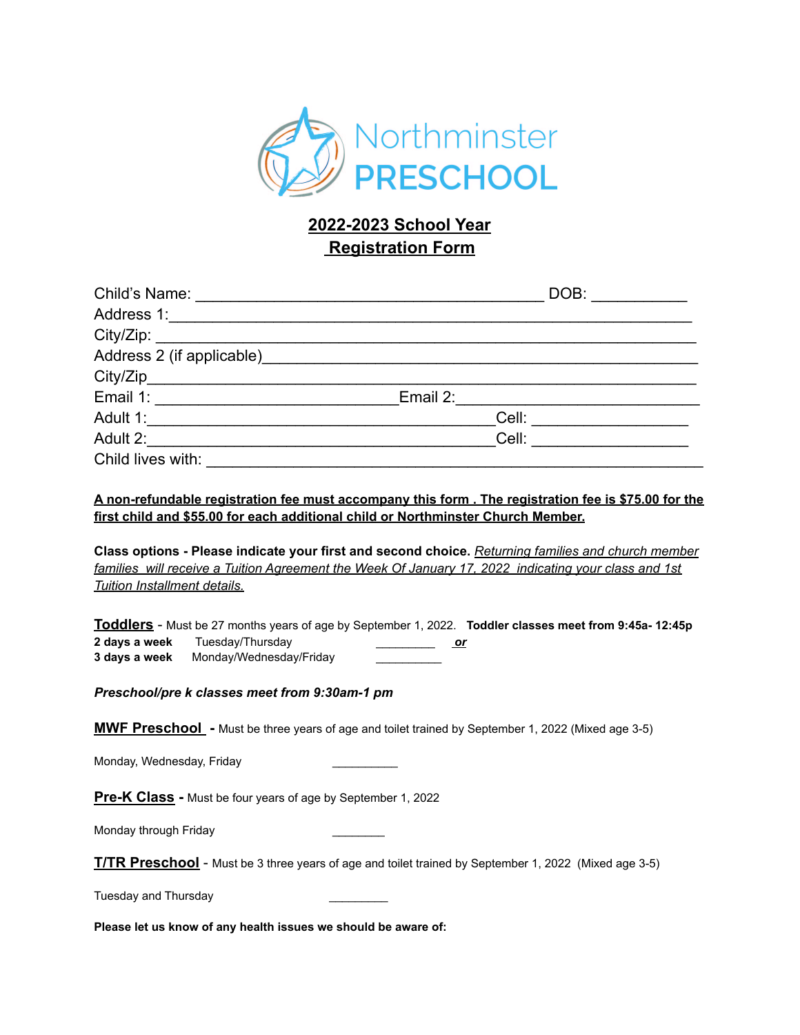# Northminster PRESCHOOL

## 2022-2023 School Year
## Registration Form

Child's Name: ________________________________________ DOB: ___________

Address 1:____________________________________________________________

City/Zip: _____________________________________________________________

Address 2 (if applicable)_________________________________________________

City/Zip_______________________________________________________________

Email 1: ____________________________Email 2:____________________________

Adult 1:________________________________________Cell: __________________

Adult 2:________________________________________Cell: __________________

Child lives with: _________________________________________________________

**A non-refundable registration fee must accompany this form . The registration fee is $75.00 for the first child and $55.00 for each additional child or Northminster Church Member.**

**Class options - Please indicate your first and second choice.** *Returning families and church member families will receive a Tuition Agreement the Week Of January 17, 2022 indicating your class and 1st Tuition Installment details.*

**Toddlers** - Must be 27 months years of age by September 1, 2022. **Toddler classes meet from 9:45a- 12:45p**

**2 days a week** Tuesday/Thursday _________ ***or***

**3 days a week** Monday/Wednesday/Friday __________

***Preschool/pre k classes meet from 9:30am-1 pm***

**MWF Preschool** - Must be three years of age and toilet trained by September 1, 2022 (Mixed age 3-5)

Monday, Wednesday, Friday __________

**Pre-K Class** - Must be four years of age by September 1, 2022

Monday through Friday ________

**T/TR Preschool** - Must be 3 three years of age and toilet trained by September 1, 2022 (Mixed age 3-5)

Tuesday and Thursday _________

**Please let us know of any health issues we should be aware of:**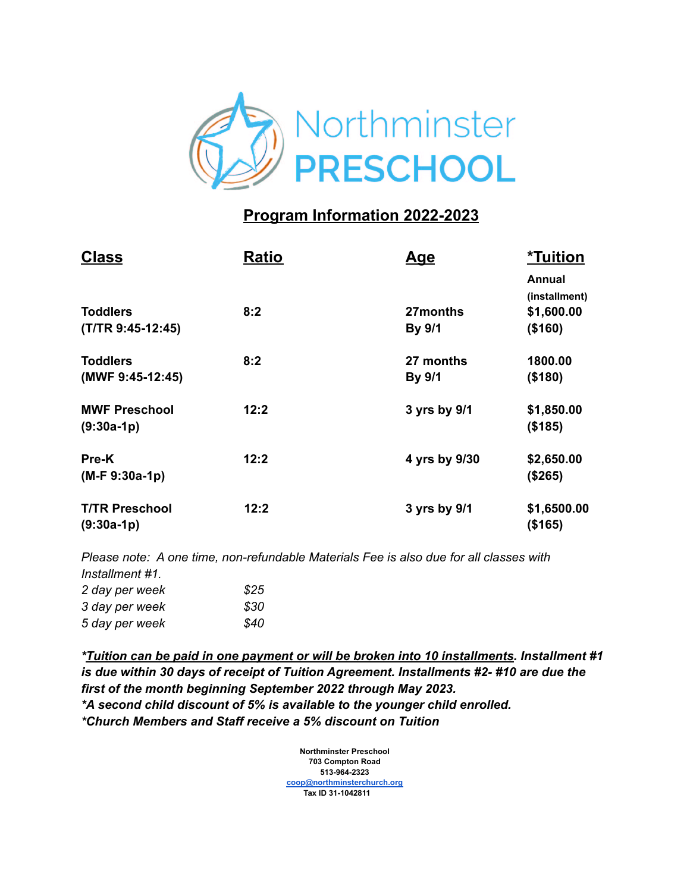# Northminster PRESCHOOL

## Program Information 2022-2023

| Class | Ratio | Age | *Tuition<br>Annual<br>(installment) |
|---|---|---|---|
| **Toddlers<br>(T/TR 9:45-12:45)** | **8:2** | **27months<br>By 9/1** | **$1,600.00<br>($160)** |
| **Toddlers<br>(MWF 9:45-12:45)** | **8:2** | **27 months<br>By 9/1** | **1800.00<br>($180)** |
| **MWF Preschool<br>(9:30a-1p)** | **12:2** | **3 yrs by 9/1** | **$1,850.00<br>($185)** |
| **Pre-K<br>(M-F 9:30a-1p)** | **12:2** | **4 yrs by 9/30** | **$2,650.00<br>($265)** |
| **T/TR Preschool<br>(9:30a-1p)** | **12:2** | **3 yrs by 9/1** | **$1,6500.00<br>($165)** |

*Please note: A one time, non-refundable Materials Fee is also due for all classes with Installment #1.*

| | |
|---|---|
| *2 day per week* | *$25* |
| *3 day per week* | *$30* |
| *5 day per week* | *$40* |

***Tuition can be paid in one payment or will be broken into 10 installments. Installment #1 is due within 30 days of receipt of Tuition Agreement. Installments #2- #10 are due the first of the month beginning September 2022 through May 2023.***
***\*A second child discount of 5% is available to the younger child enrolled.***
***\*Church Members and Staff receive a 5% discount on Tuition***

**Northminster Preschool**
**703 Compton Road**
**513-964-2323**
**coop@northminsterchurch.org**
**Tax ID 31-1042811**